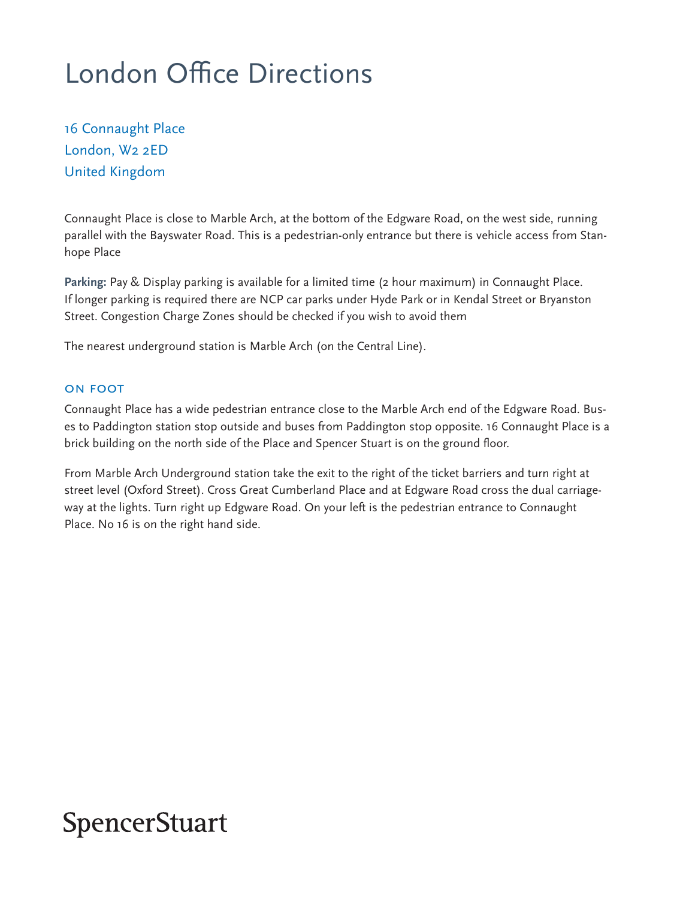# London Office Directions

16 Connaught Place
London, W2 2ED
United Kingdom

Connaught Place is close to Marble Arch, at the bottom of the Edgware Road, on the west side, running parallel with the Bayswater Road. This is a pedestrian-only entrance but there is vehicle access from Stanhope Place

**Parking:** Pay & Display parking is available for a limited time (2 hour maximum) in Connaught Place. If longer parking is required there are NCP car parks under Hyde Park or in Kendal Street or Bryanston Street. Congestion Charge Zones should be checked if you wish to avoid them

The nearest underground station is Marble Arch (on the Central Line).

## On Foot

Connaught Place has a wide pedestrian entrance close to the Marble Arch end of the Edgware Road. Buses to Paddington station stop outside and buses from Paddington stop opposite. 16 Connaught Place is a brick building on the north side of the Place and Spencer Stuart is on the ground floor.

From Marble Arch Underground station take the exit to the right of the ticket barriers and turn right at street level (Oxford Street). Cross Great Cumberland Place and at Edgware Road cross the dual carriageway at the lights. Turn right up Edgware Road. On your left is the pedestrian entrance to Connaught Place. No 16 is on the right hand side.

SpencerStuart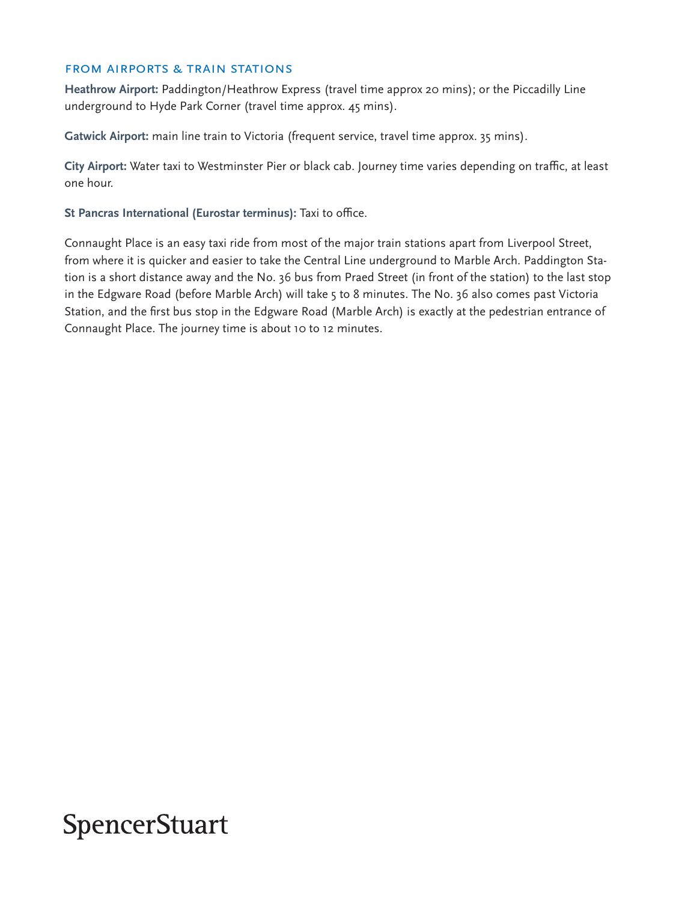## FROM AIRPORTS & TRAIN STATIONS

**Heathrow Airport:** Paddington/Heathrow Express (travel time approx 20 mins); or the Piccadilly Line underground to Hyde Park Corner (travel time approx. 45 mins).

**Gatwick Airport:** main line train to Victoria (frequent service, travel time approx. 35 mins).

**City Airport:** Water taxi to Westminster Pier or black cab. Journey time varies depending on traffic, at least one hour.

**St Pancras International (Eurostar terminus):** Taxi to office.

Connaught Place is an easy taxi ride from most of the major train stations apart from Liverpool Street, from where it is quicker and easier to take the Central Line underground to Marble Arch. Paddington Station is a short distance away and the No. 36 bus from Praed Street (in front of the station) to the last stop in the Edgware Road (before Marble Arch) will take 5 to 8 minutes. The No. 36 also comes past Victoria Station, and the first bus stop in the Edgware Road (Marble Arch) is exactly at the pedestrian entrance of Connaught Place. The journey time is about 10 to 12 minutes.

SpencerStuart